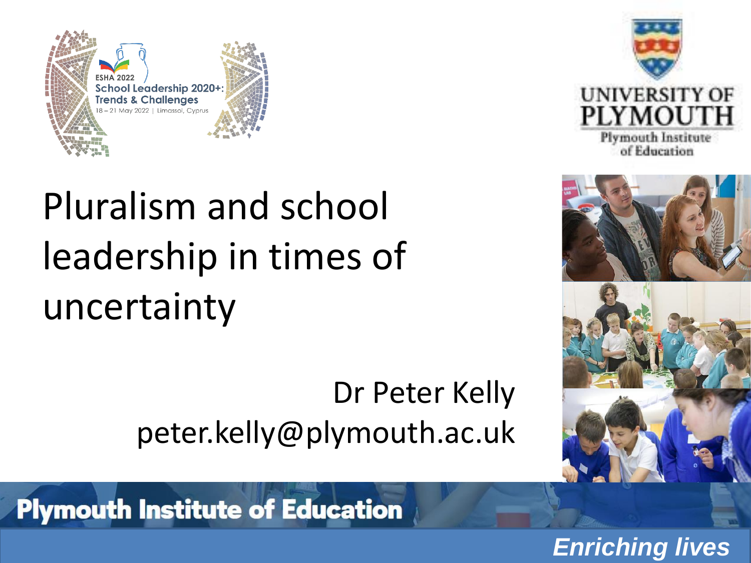ESHA 2022
School Leadership 2020+: Trends & Challenges
18 – 21 May 2022 | Limassol, Cyprus

UNIVERSITY OF PLYMOUTH
Plymouth Institute of Education

# Pluralism and school leadership in times of uncertainty

Dr Peter Kelly
peter.kelly@plymouth.ac.uk

**Plymouth Institute of Education**

*Enriching lives*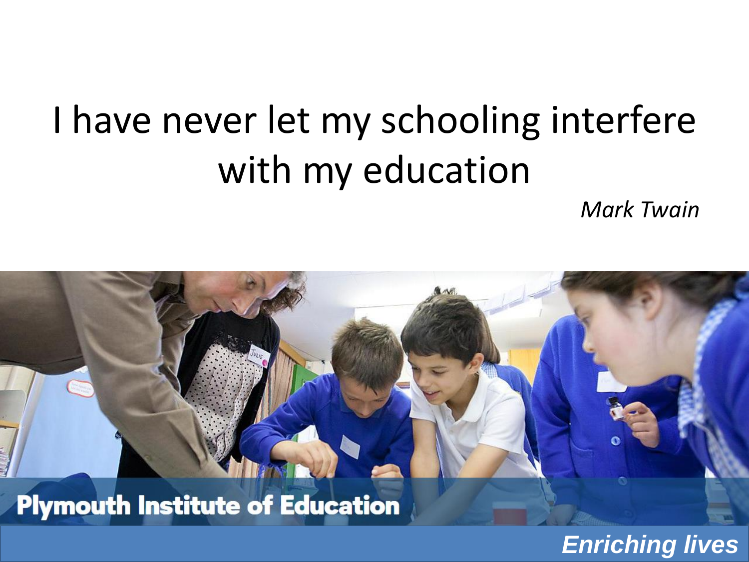I have never let my schooling interfere with my education

*Mark Twain*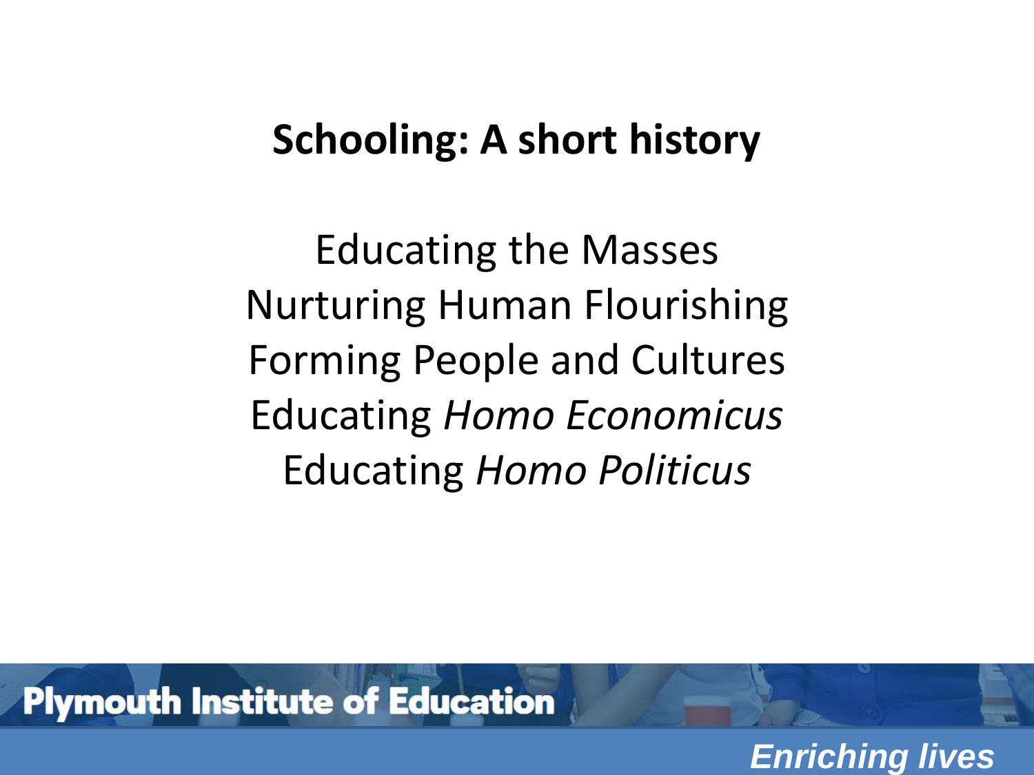# Schooling: A short history

Educating the Masses
Nurturing Human Flourishing
Forming People and Cultures
Educating *Homo Economicus*
Educating *Homo Politicus*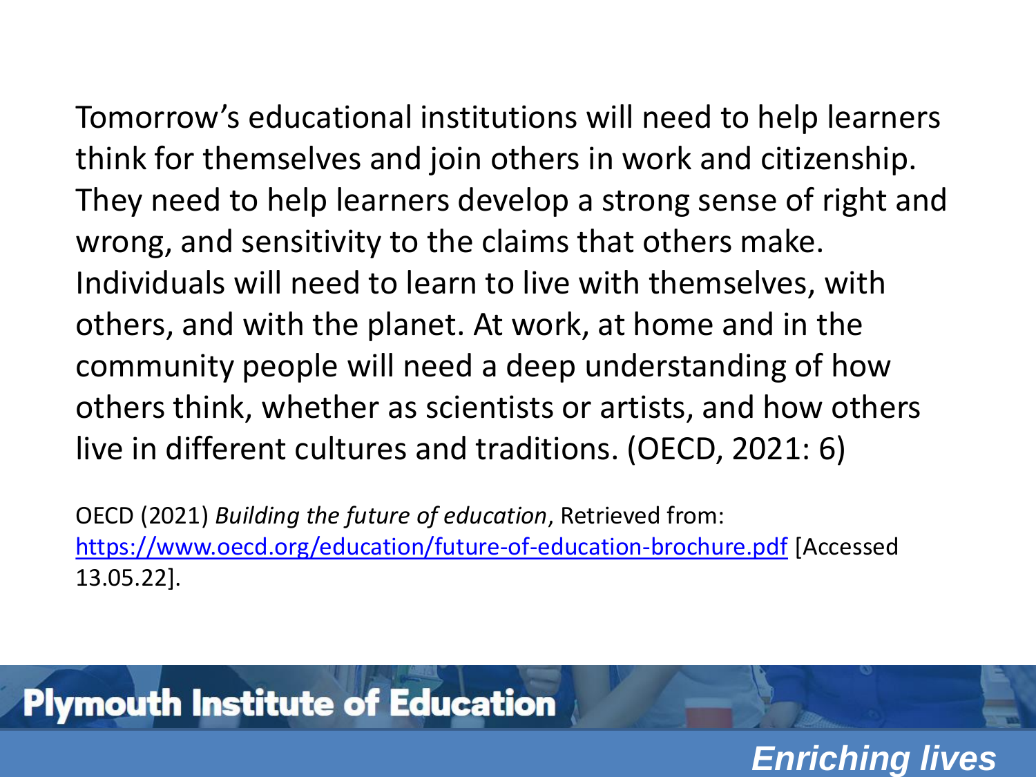Tomorrow's educational institutions will need to help learners think for themselves and join others in work and citizenship. They need to help learners develop a strong sense of right and wrong, and sensitivity to the claims that others make. Individuals will need to learn to live with themselves, with others, and with the planet. At work, at home and in the community people will need a deep understanding of how others think, whether as scientists or artists, and how others live in different cultures and traditions. (OECD, 2021: 6)

OECD (2021) *Building the future of education*, Retrieved from: https://www.oecd.org/education/future-of-education-brochure.pdf [Accessed 13.05.22].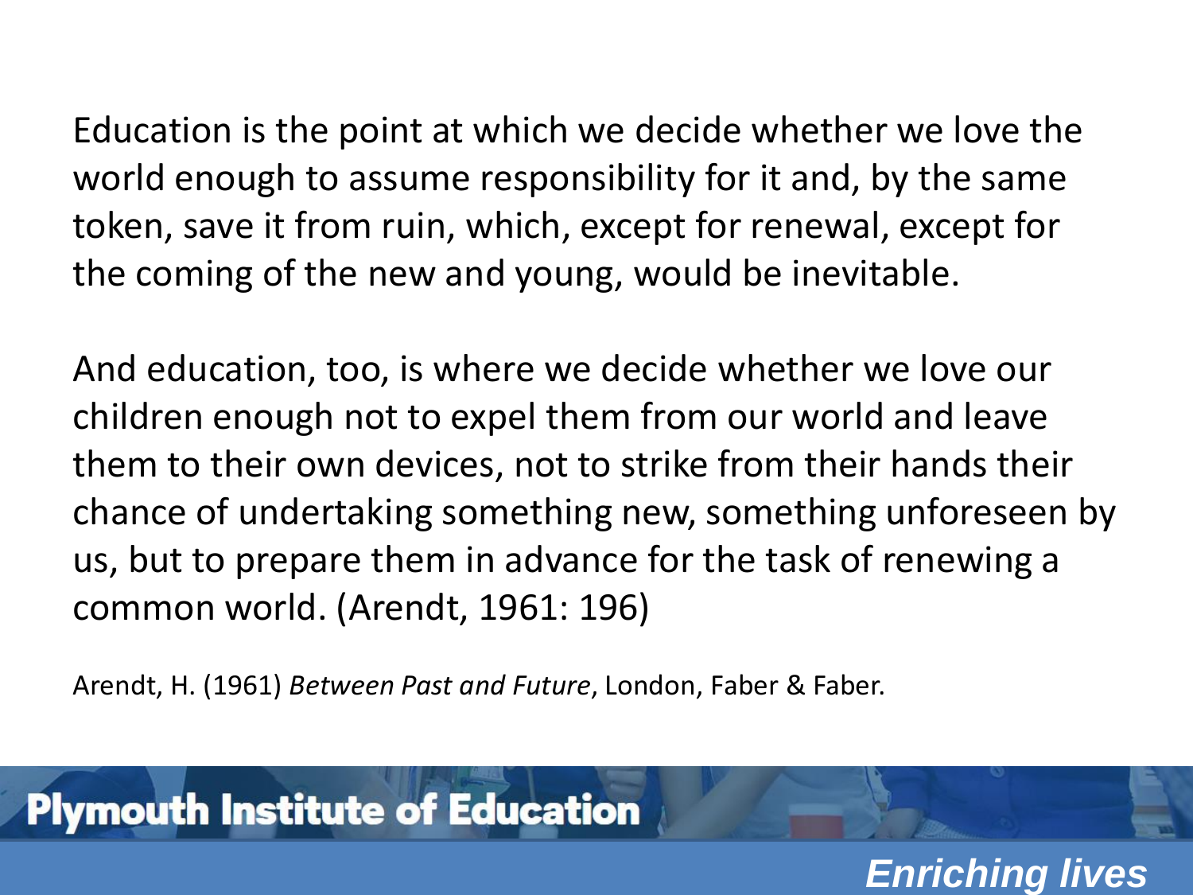Education is the point at which we decide whether we love the world enough to assume responsibility for it and, by the same token, save it from ruin, which, except for renewal, except for the coming of the new and young, would be inevitable.

And education, too, is where we decide whether we love our children enough not to expel them from our world and leave them to their own devices, not to strike from their hands their chance of undertaking something new, something unforeseen by us, but to prepare them in advance for the task of renewing a common world. (Arendt, 1961: 196)

Arendt, H. (1961) *Between Past and Future*, London, Faber & Faber.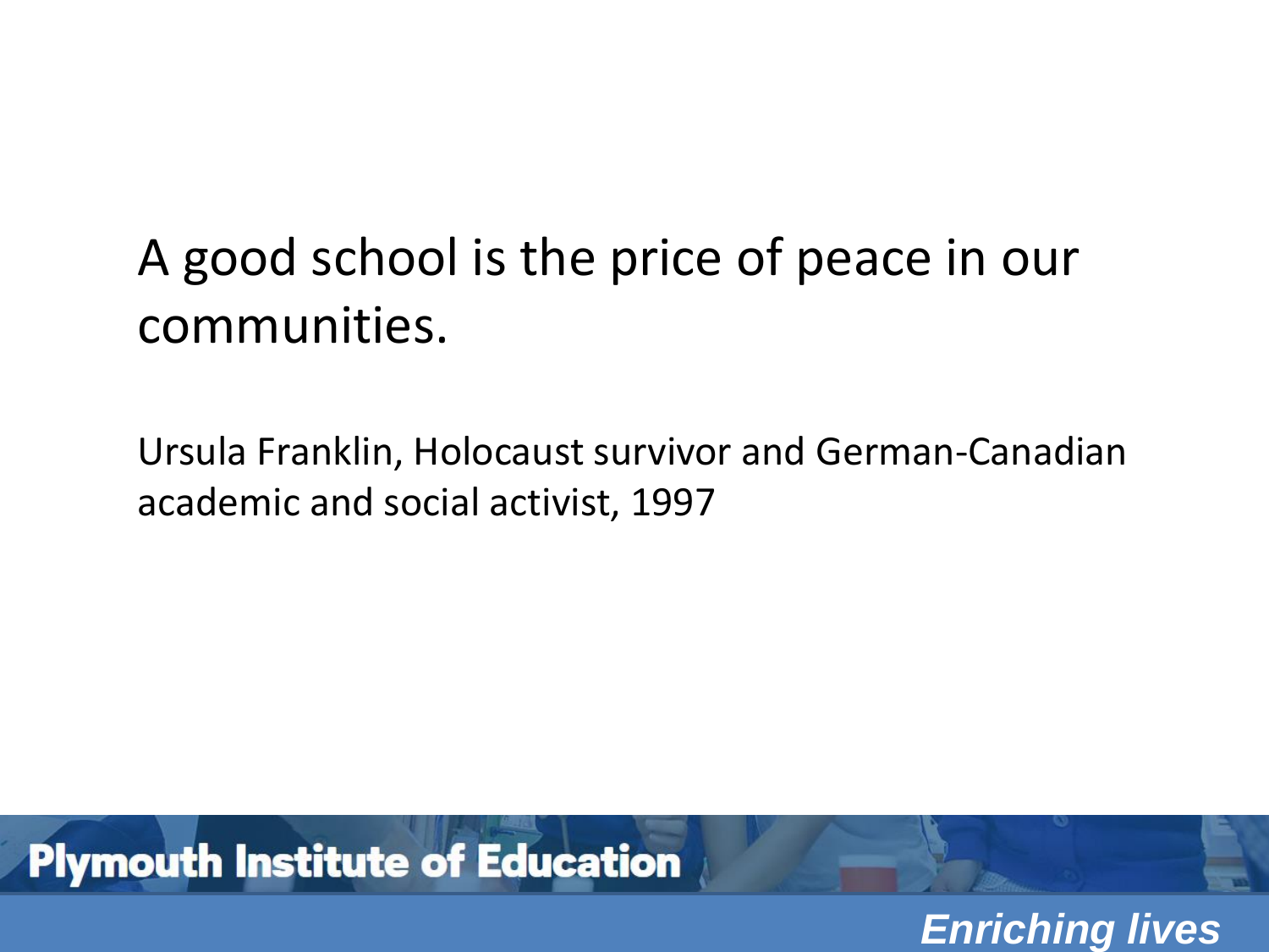A good school is the price of peace in our communities.

Ursula Franklin, Holocaust survivor and German-Canadian academic and social activist, 1997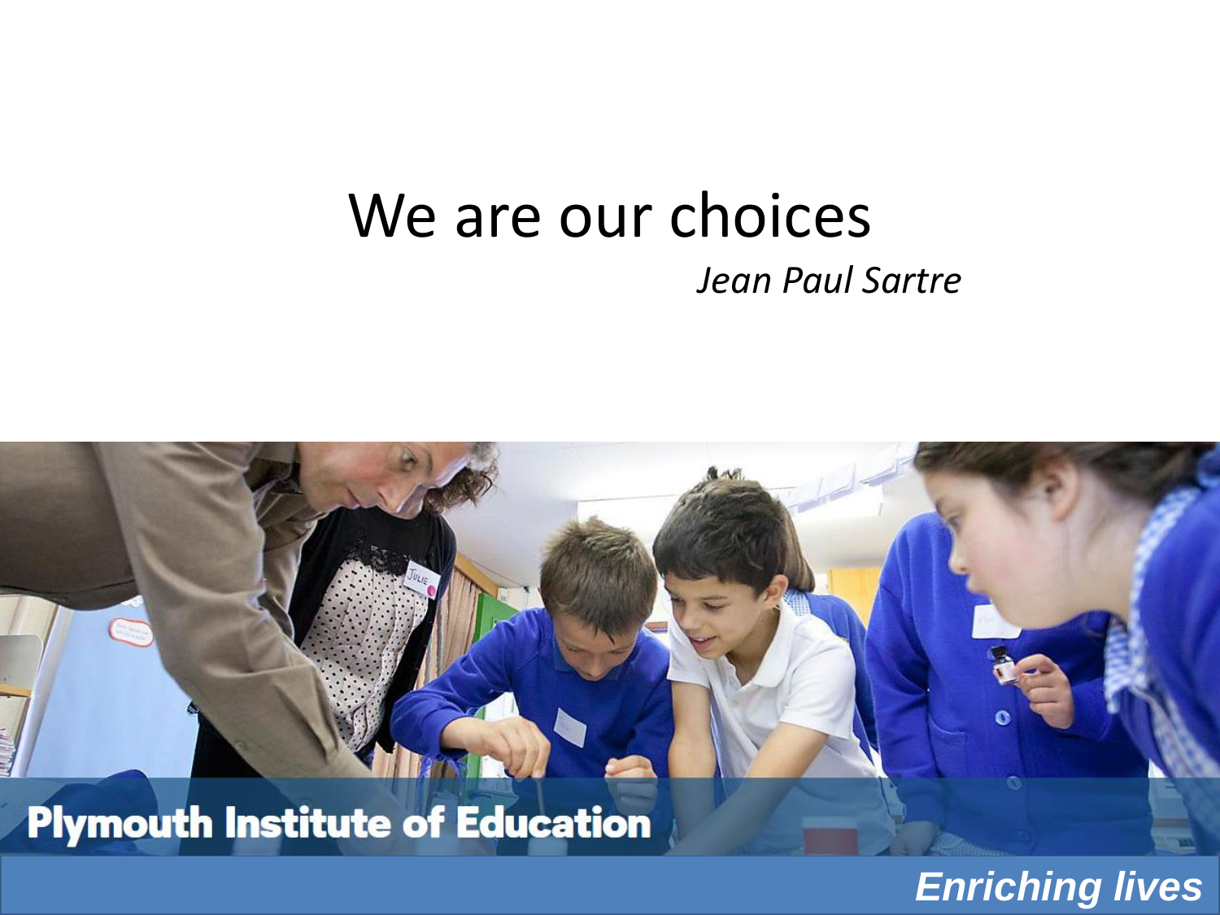# We are our choices

*Jean Paul Sartre*

**Plymouth Institute of Education**

*Enriching lives*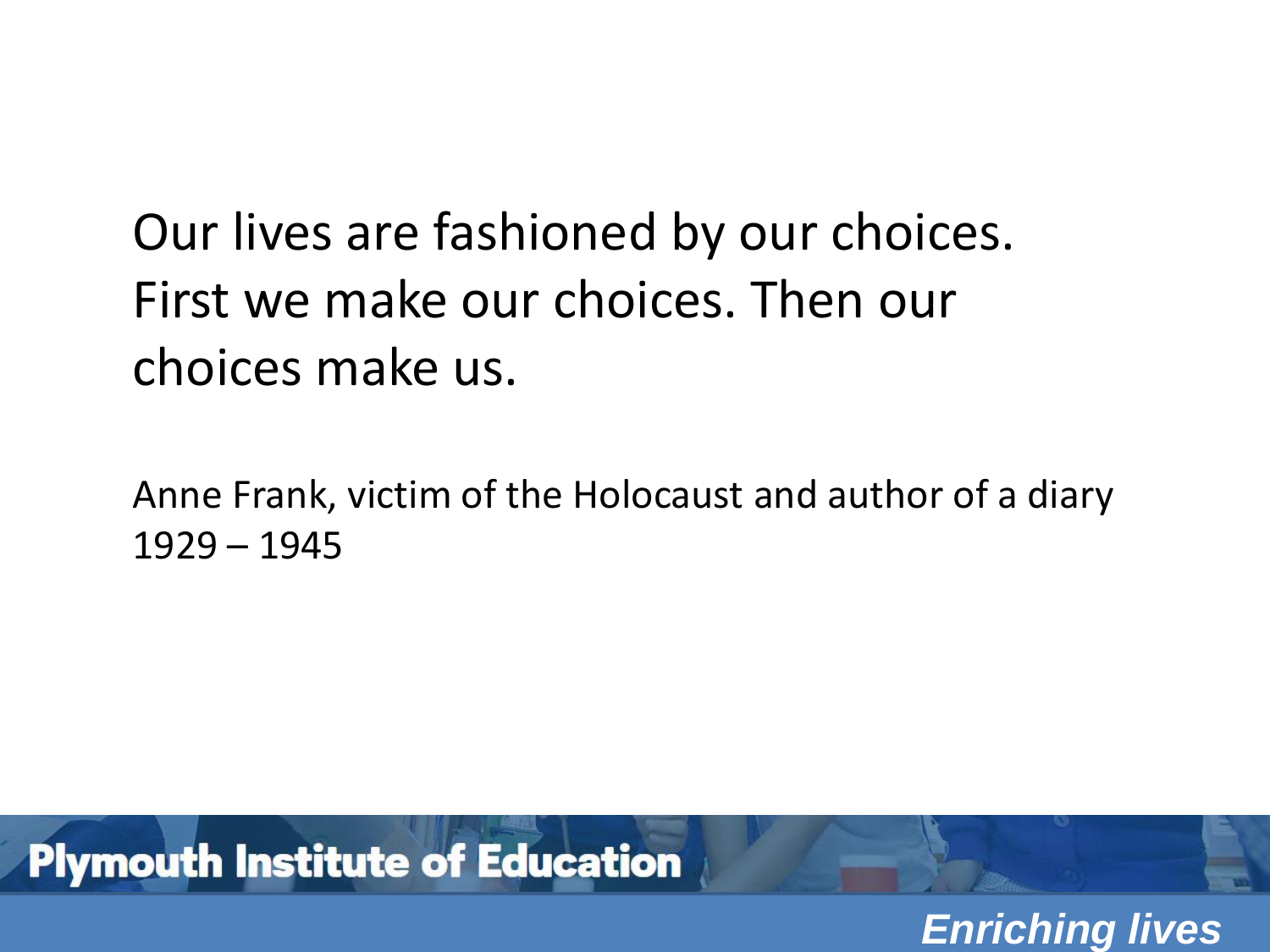Our lives are fashioned by our choices. First we make our choices. Then our choices make us.

Anne Frank, victim of the Holocaust and author of a diary
1929 – 1945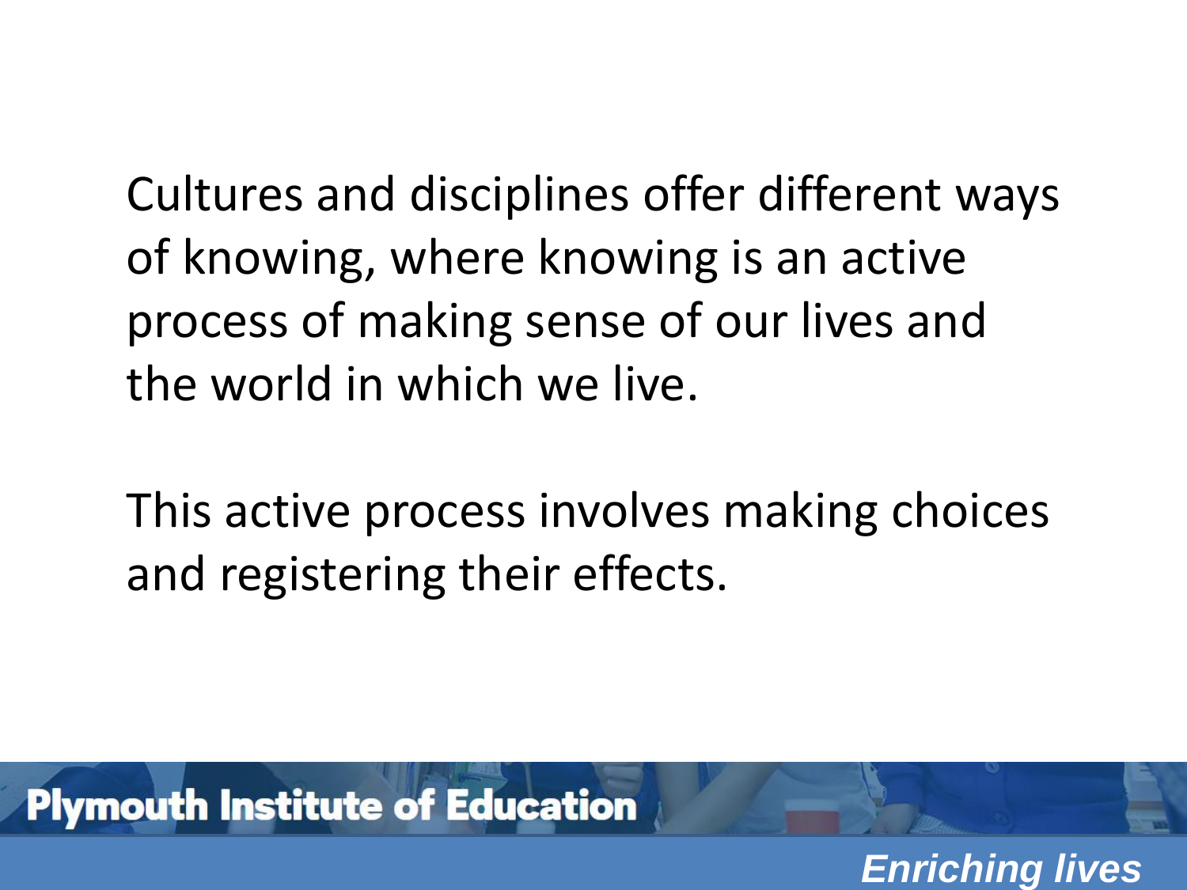Cultures and disciplines offer different ways of knowing, where knowing is an active process of making sense of our lives and the world in which we live.

This active process involves making choices and registering their effects.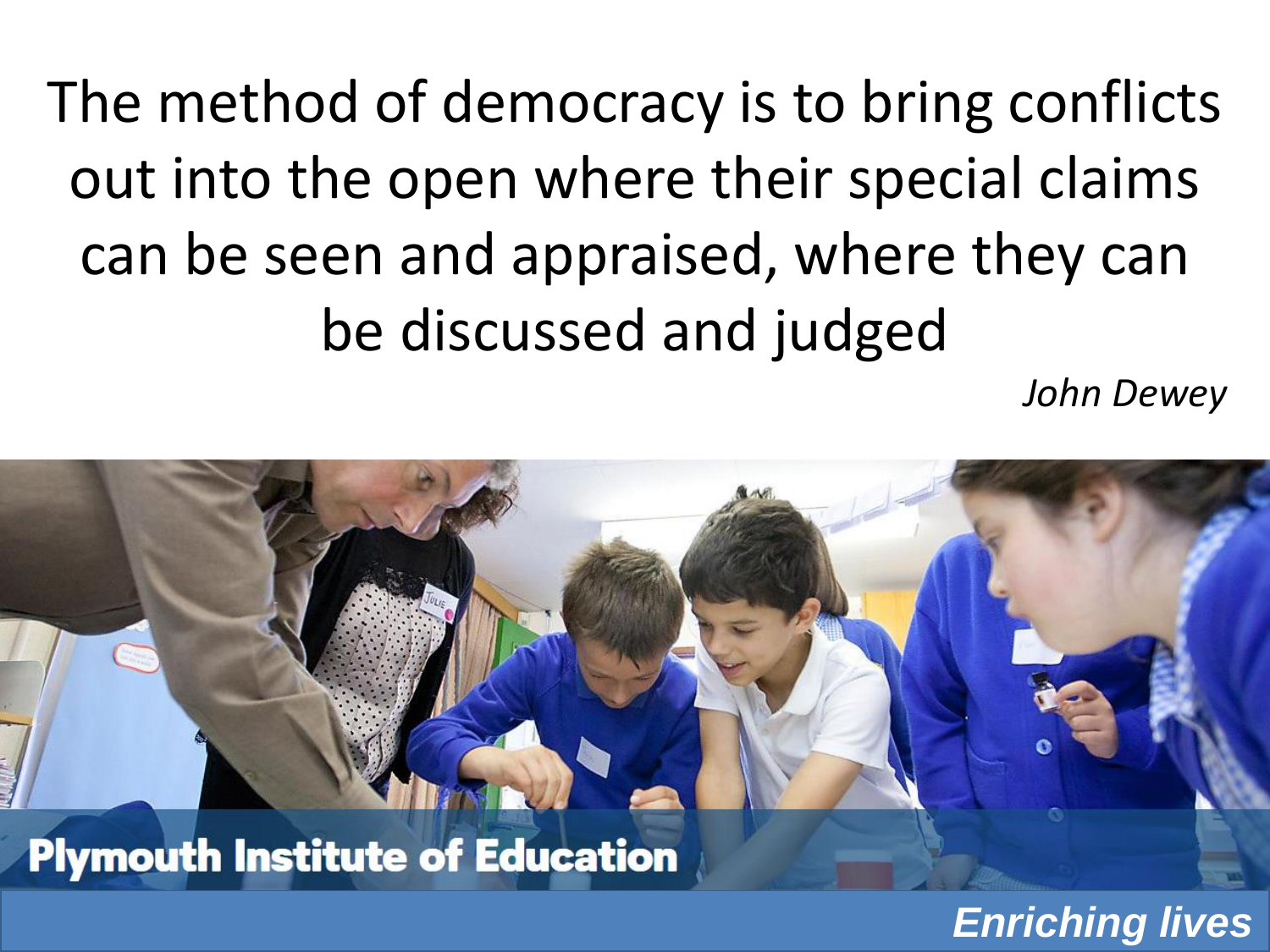The method of democracy is to bring conflicts out into the open where their special claims can be seen and appraised, where they can be discussed and judged

*John Dewey*

**Plymouth Institute of Education**

***Enriching lives***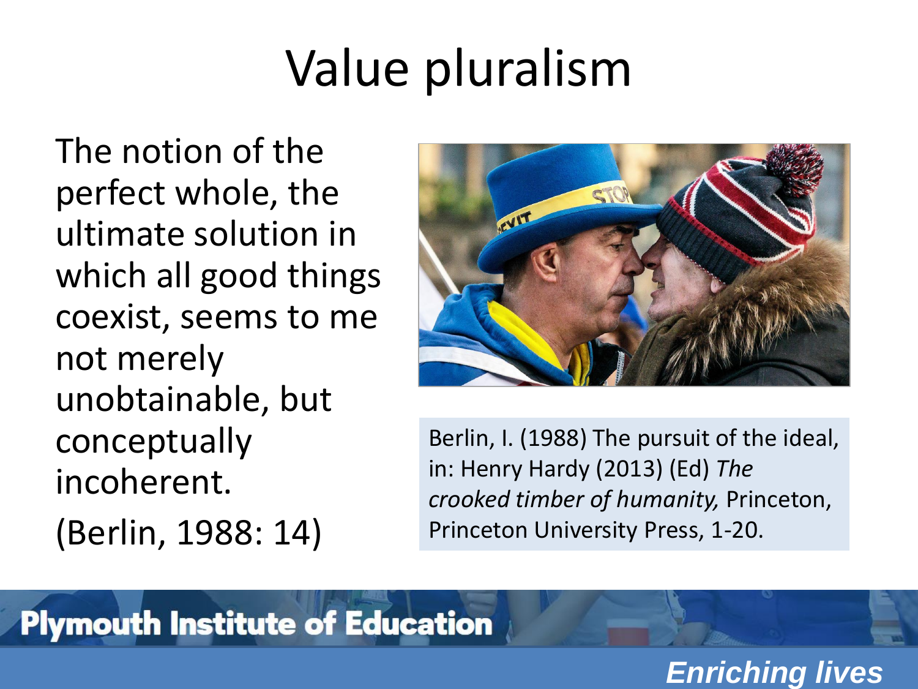# Value pluralism

The notion of the perfect whole, the ultimate solution in which all good things coexist, seems to me not merely unobtainable, but conceptually incoherent.

(Berlin, 1988: 14)

Berlin, I. (1988) The pursuit of the ideal, in: Henry Hardy (2013) (Ed) *The crooked timber of humanity,* Princeton, Princeton University Press, 1-20.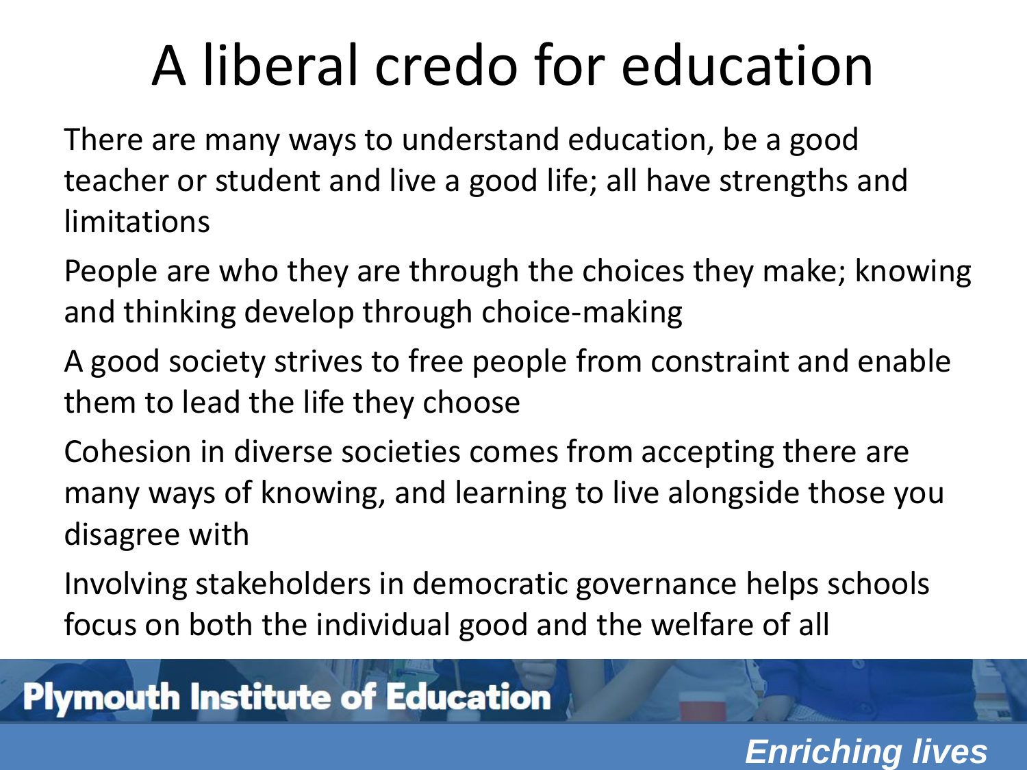# A liberal credo for education

There are many ways to understand education, be a good teacher or student and live a good life; all have strengths and limitations

People are who they are through the choices they make; knowing and thinking develop through choice-making

A good society strives to free people from constraint and enable them to lead the life they choose

Cohesion in diverse societies comes from accepting there are many ways of knowing, and learning to live alongside those you disagree with

Involving stakeholders in democratic governance helps schools focus on both the individual good and the welfare of all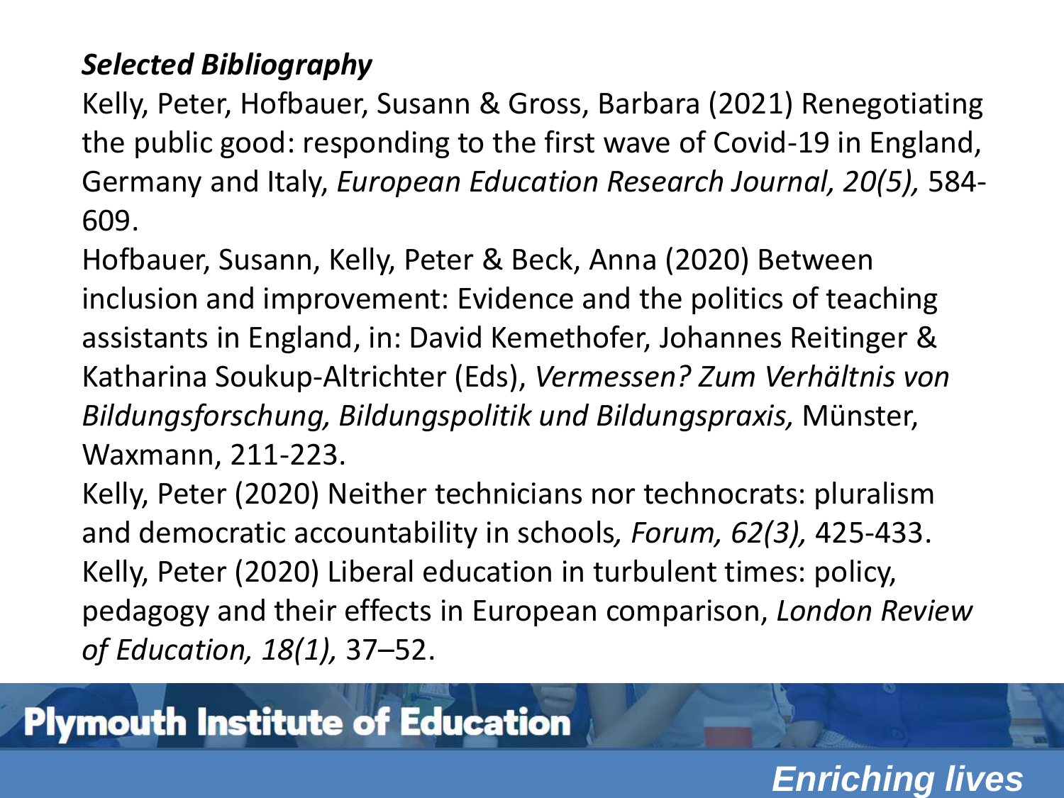***Selected Bibliography***

Kelly, Peter, Hofbauer, Susann & Gross, Barbara (2021) Renegotiating the public good: responding to the first wave of Covid-19 in England, Germany and Italy, *European Education Research Journal, 20(5),* 584-609.

Hofbauer, Susann, Kelly, Peter & Beck, Anna (2020) Between inclusion and improvement: Evidence and the politics of teaching assistants in England, in: David Kemethofer, Johannes Reitinger & Katharina Soukup-Altrichter (Eds), *Vermessen? Zum Verhältnis von Bildungsforschung, Bildungspolitik und Bildungspraxis,* Münster, Waxmann, 211-223.

Kelly, Peter (2020) Neither technicians nor technocrats: pluralism and democratic accountability in schools*, Forum, 62(3),* 425-433.

Kelly, Peter (2020) Liberal education in turbulent times: policy, pedagogy and their effects in European comparison, *London Review of Education, 18(1),* 37–52.

Plymouth Institute of Education

*Enriching lives*